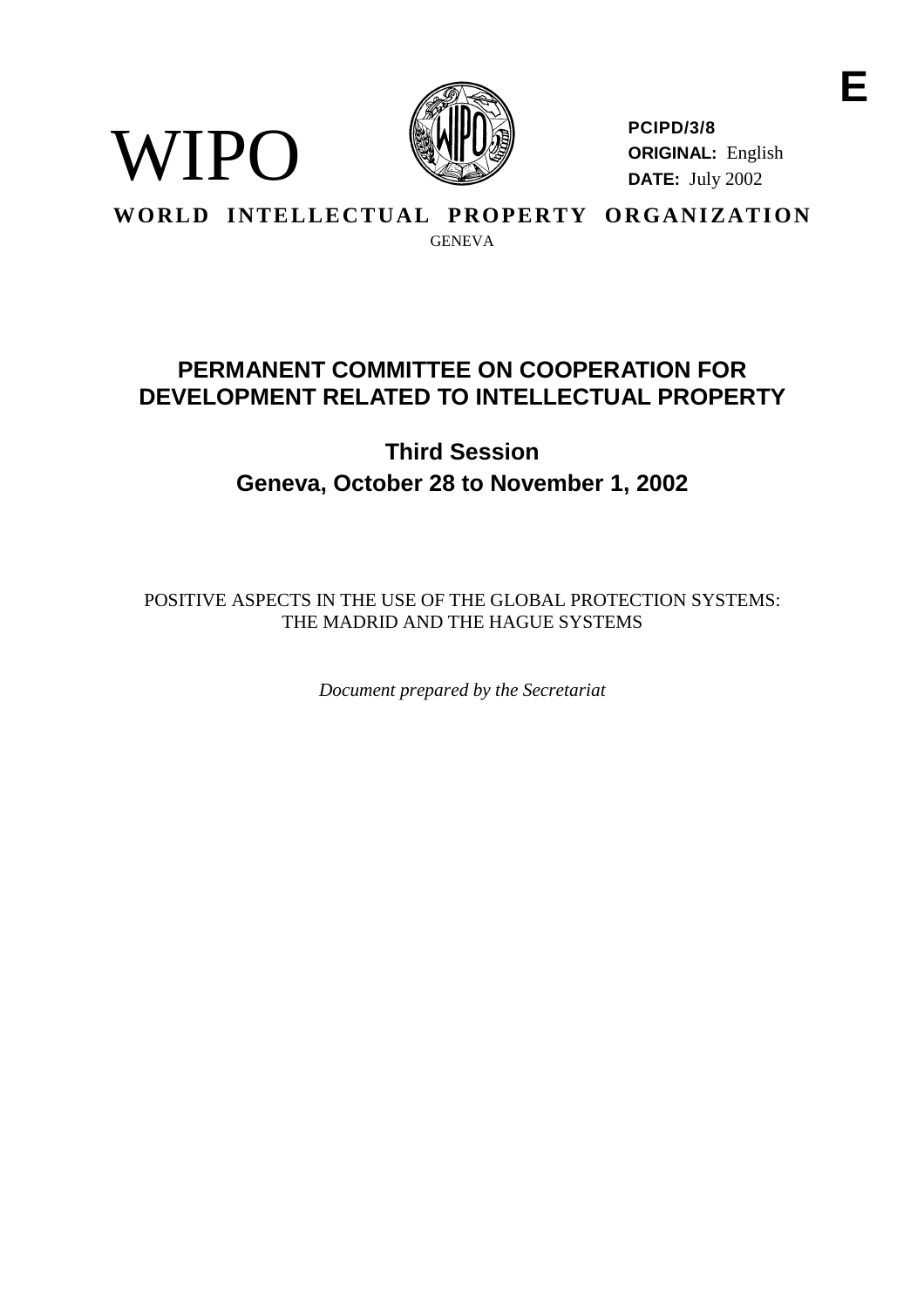E

WIPO

**PCIPD/3/8**
**ORIGINAL:** English
**DATE:** July 2002

**WORLD INTELLECTUAL PROPERTY ORGANIZATION**

GENEVA

# PERMANENT COMMITTEE ON COOPERATION FOR DEVELOPMENT RELATED TO INTELLECTUAL PROPERTY

## Third Session
## Geneva, October 28 to November 1, 2002

POSITIVE ASPECTS IN THE USE OF THE GLOBAL PROTECTION SYSTEMS: THE MADRID AND THE HAGUE SYSTEMS

*Document prepared by the Secretariat*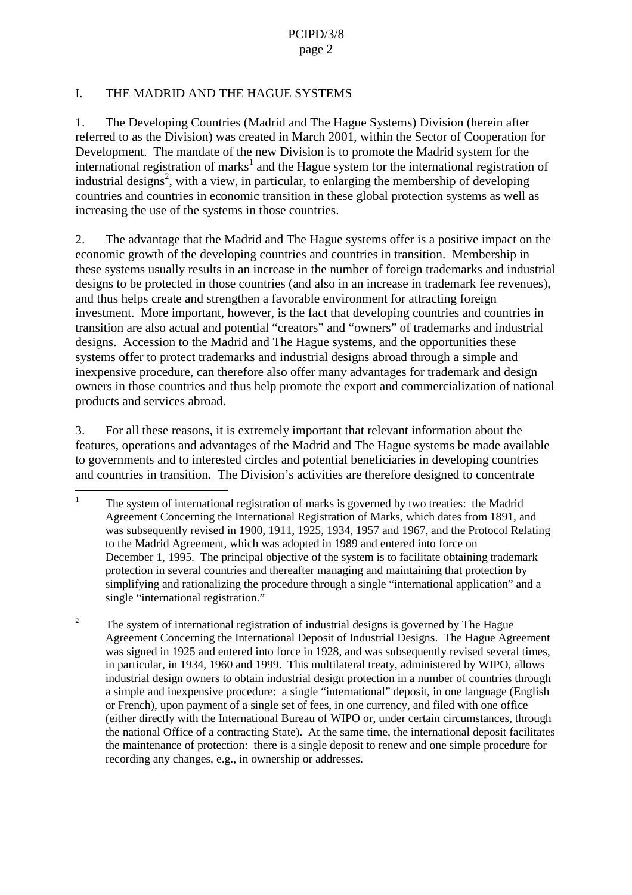## I. THE MADRID AND THE HAGUE SYSTEMS

1. The Developing Countries (Madrid and The Hague Systems) Division (herein after referred to as the Division) was created in March 2001, within the Sector of Cooperation for Development. The mandate of the new Division is to promote the Madrid system for the international registration of marks[1] and the Hague system for the international registration of industrial designs[2], with a view, in particular, to enlarging the membership of developing countries and countries in economic transition in these global protection systems as well as increasing the use of the systems in those countries.

2. The advantage that the Madrid and The Hague systems offer is a positive impact on the economic growth of the developing countries and countries in transition. Membership in these systems usually results in an increase in the number of foreign trademarks and industrial designs to be protected in those countries (and also in an increase in trademark fee revenues), and thus helps create and strengthen a favorable environment for attracting foreign investment. More important, however, is the fact that developing countries and countries in transition are also actual and potential "creators" and "owners" of trademarks and industrial designs. Accession to the Madrid and The Hague systems, and the opportunities these systems offer to protect trademarks and industrial designs abroad through a simple and inexpensive procedure, can therefore also offer many advantages for trademark and design owners in those countries and thus help promote the export and commercialization of national products and services abroad.

3. For all these reasons, it is extremely important that relevant information about the features, operations and advantages of the Madrid and The Hague systems be made available to governments and to interested circles and potential beneficiaries in developing countries and countries in transition. The Division's activities are therefore designed to concentrate

---

[1] The system of international registration of marks is governed by two treaties: the Madrid Agreement Concerning the International Registration of Marks, which dates from 1891, and was subsequently revised in 1900, 1911, 1925, 1934, 1957 and 1967, and the Protocol Relating to the Madrid Agreement, which was adopted in 1989 and entered into force on December 1, 1995. The principal objective of the system is to facilitate obtaining trademark protection in several countries and thereafter managing and maintaining that protection by simplifying and rationalizing the procedure through a single "international application" and a single "international registration."

[2] The system of international registration of industrial designs is governed by The Hague Agreement Concerning the International Deposit of Industrial Designs. The Hague Agreement was signed in 1925 and entered into force in 1928, and was subsequently revised several times, in particular, in 1934, 1960 and 1999. This multilateral treaty, administered by WIPO, allows industrial design owners to obtain industrial design protection in a number of countries through a simple and inexpensive procedure: a single "international" deposit, in one language (English or French), upon payment of a single set of fees, in one currency, and filed with one office (either directly with the International Bureau of WIPO or, under certain circumstances, through the national Office of a contracting State). At the same time, the international deposit facilitates the maintenance of protection: there is a single deposit to renew and one simple procedure for recording any changes, e.g., in ownership or addresses.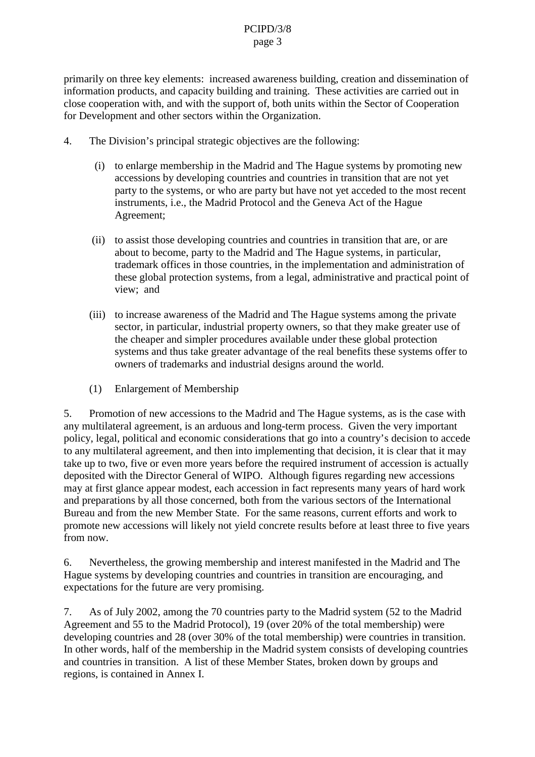primarily on three key elements: increased awareness building, creation and dissemination of information products, and capacity building and training. These activities are carried out in close cooperation with, and with the support of, both units within the Sector of Cooperation for Development and other sectors within the Organization.

4. The Division's principal strategic objectives are the following:

(i) to enlarge membership in the Madrid and The Hague systems by promoting new accessions by developing countries and countries in transition that are not yet party to the systems, or who are party but have not yet acceded to the most recent instruments, i.e., the Madrid Protocol and the Geneva Act of the Hague Agreement;

(ii) to assist those developing countries and countries in transition that are, or are about to become, party to the Madrid and The Hague systems, in particular, trademark offices in those countries, in the implementation and administration of these global protection systems, from a legal, administrative and practical point of view; and

(iii) to increase awareness of the Madrid and The Hague systems among the private sector, in particular, industrial property owners, so that they make greater use of the cheaper and simpler procedures available under these global protection systems and thus take greater advantage of the real benefits these systems offer to owners of trademarks and industrial designs around the world.

(1) Enlargement of Membership

5. Promotion of new accessions to the Madrid and The Hague systems, as is the case with any multilateral agreement, is an arduous and long-term process. Given the very important policy, legal, political and economic considerations that go into a country's decision to accede to any multilateral agreement, and then into implementing that decision, it is clear that it may take up to two, five or even more years before the required instrument of accession is actually deposited with the Director General of WIPO. Although figures regarding new accessions may at first glance appear modest, each accession in fact represents many years of hard work and preparations by all those concerned, both from the various sectors of the International Bureau and from the new Member State. For the same reasons, current efforts and work to promote new accessions will likely not yield concrete results before at least three to five years from now.

6. Nevertheless, the growing membership and interest manifested in the Madrid and The Hague systems by developing countries and countries in transition are encouraging, and expectations for the future are very promising.

7. As of July 2002, among the 70 countries party to the Madrid system (52 to the Madrid Agreement and 55 to the Madrid Protocol), 19 (over 20% of the total membership) were developing countries and 28 (over 30% of the total membership) were countries in transition. In other words, half of the membership in the Madrid system consists of developing countries and countries in transition. A list of these Member States, broken down by groups and regions, is contained in Annex I.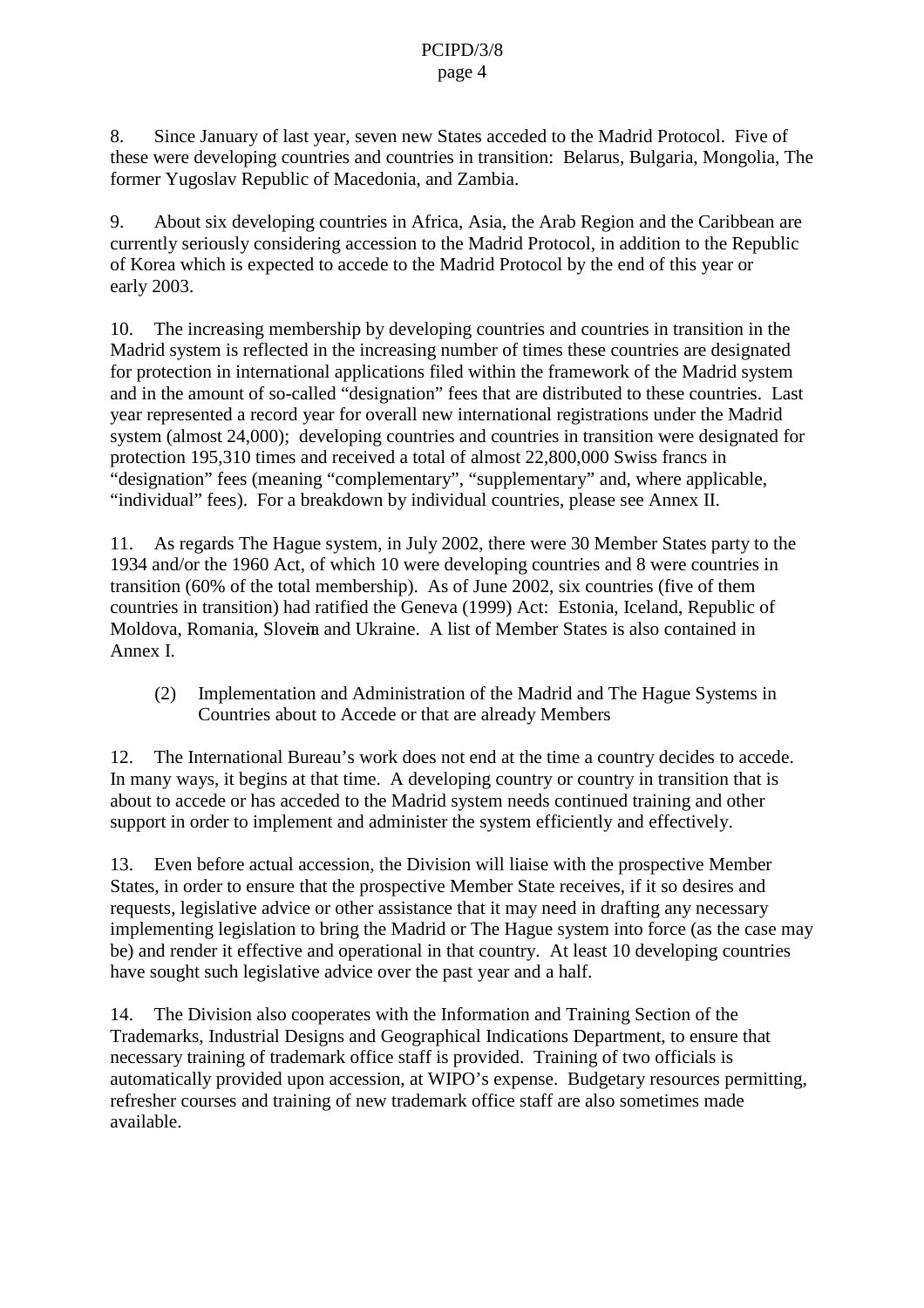8. Since January of last year, seven new States acceded to the Madrid Protocol. Five of these were developing countries and countries in transition: Belarus, Bulgaria, Mongolia, The former Yugoslav Republic of Macedonia, and Zambia.

9. About six developing countries in Africa, Asia, the Arab Region and the Caribbean are currently seriously considering accession to the Madrid Protocol, in addition to the Republic of Korea which is expected to accede to the Madrid Protocol by the end of this year or early 2003.

10. The increasing membership by developing countries and countries in transition in the Madrid system is reflected in the increasing number of times these countries are designated for protection in international applications filed within the framework of the Madrid system and in the amount of so-called "designation" fees that are distributed to these countries. Last year represented a record year for overall new international registrations under the Madrid system (almost 24,000); developing countries and countries in transition were designated for protection 195,310 times and received a total of almost 22,800,000 Swiss francs in "designation" fees (meaning "complementary", "supplementary" and, where applicable, "individual" fees). For a breakdown by individual countries, please see Annex II.

11. As regards The Hague system, in July 2002, there were 30 Member States party to the 1934 and/or the 1960 Act, of which 10 were developing countries and 8 were countries in transition (60% of the total membership). As of June 2002, six countries (five of them countries in transition) had ratified the Geneva (1999) Act: Estonia, Iceland, Republic of Moldova, Romania, Slovenia and Ukraine. A list of Member States is also contained in Annex I.

(2) Implementation and Administration of the Madrid and The Hague Systems in Countries about to Accede or that are already Members

12. The International Bureau's work does not end at the time a country decides to accede. In many ways, it begins at that time. A developing country or country in transition that is about to accede or has acceded to the Madrid system needs continued training and other support in order to implement and administer the system efficiently and effectively.

13. Even before actual accession, the Division will liaise with the prospective Member States, in order to ensure that the prospective Member State receives, if it so desires and requests, legislative advice or other assistance that it may need in drafting any necessary implementing legislation to bring the Madrid or The Hague system into force (as the case may be) and render it effective and operational in that country. At least 10 developing countries have sought such legislative advice over the past year and a half.

14. The Division also cooperates with the Information and Training Section of the Trademarks, Industrial Designs and Geographical Indications Department, to ensure that necessary training of trademark office staff is provided. Training of two officials is automatically provided upon accession, at WIPO's expense. Budgetary resources permitting, refresher courses and training of new trademark office staff are also sometimes made available.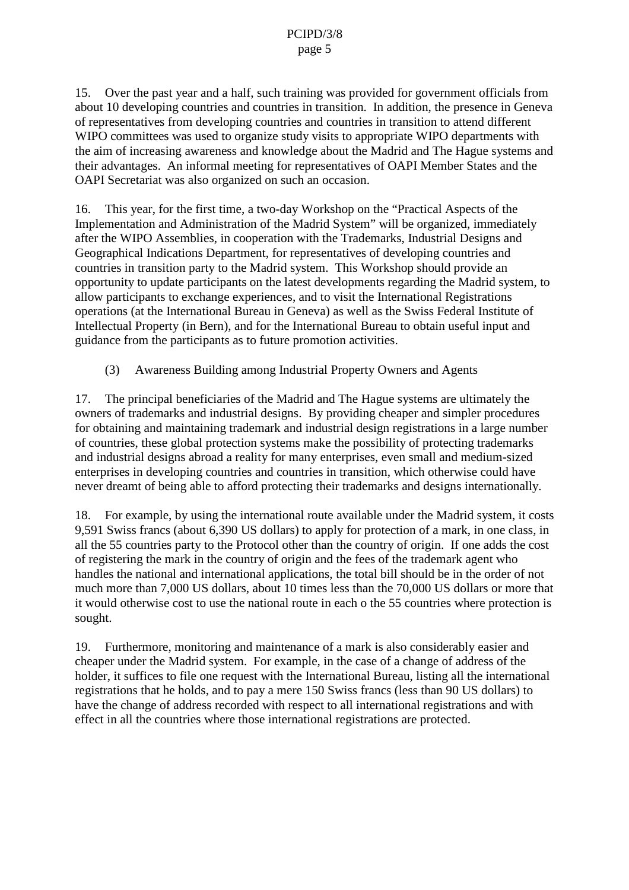15. Over the past year and a half, such training was provided for government officials from about 10 developing countries and countries in transition. In addition, the presence in Geneva of representatives from developing countries and countries in transition to attend different WIPO committees was used to organize study visits to appropriate WIPO departments with the aim of increasing awareness and knowledge about the Madrid and The Hague systems and their advantages. An informal meeting for representatives of OAPI Member States and the OAPI Secretariat was also organized on such an occasion.

16. This year, for the first time, a two-day Workshop on the "Practical Aspects of the Implementation and Administration of the Madrid System" will be organized, immediately after the WIPO Assemblies, in cooperation with the Trademarks, Industrial Designs and Geographical Indications Department, for representatives of developing countries and countries in transition party to the Madrid system. This Workshop should provide an opportunity to update participants on the latest developments regarding the Madrid system, to allow participants to exchange experiences, and to visit the International Registrations operations (at the International Bureau in Geneva) as well as the Swiss Federal Institute of Intellectual Property (in Bern), and for the International Bureau to obtain useful input and guidance from the participants as to future promotion activities.

(3) Awareness Building among Industrial Property Owners and Agents

17. The principal beneficiaries of the Madrid and The Hague systems are ultimately the owners of trademarks and industrial designs. By providing cheaper and simpler procedures for obtaining and maintaining trademark and industrial design registrations in a large number of countries, these global protection systems make the possibility of protecting trademarks and industrial designs abroad a reality for many enterprises, even small and medium-sized enterprises in developing countries and countries in transition, which otherwise could have never dreamt of being able to afford protecting their trademarks and designs internationally.

18. For example, by using the international route available under the Madrid system, it costs 9,591 Swiss francs (about 6,390 US dollars) to apply for protection of a mark, in one class, in all the 55 countries party to the Protocol other than the country of origin. If one adds the cost of registering the mark in the country of origin and the fees of the trademark agent who handles the national and international applications, the total bill should be in the order of not much more than 7,000 US dollars, about 10 times less than the 70,000 US dollars or more that it would otherwise cost to use the national route in each o the 55 countries where protection is sought.

19. Furthermore, monitoring and maintenance of a mark is also considerably easier and cheaper under the Madrid system. For example, in the case of a change of address of the holder, it suffices to file one request with the International Bureau, listing all the international registrations that he holds, and to pay a mere 150 Swiss francs (less than 90 US dollars) to have the change of address recorded with respect to all international registrations and with effect in all the countries where those international registrations are protected.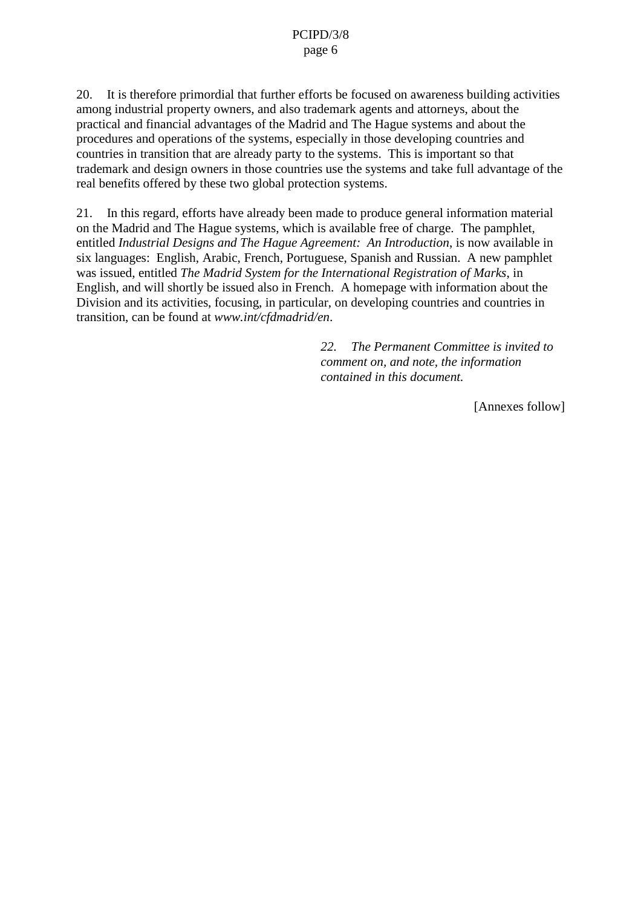20. It is therefore primordial that further efforts be focused on awareness building activities among industrial property owners, and also trademark agents and attorneys, about the practical and financial advantages of the Madrid and The Hague systems and about the procedures and operations of the systems, especially in those developing countries and countries in transition that are already party to the systems. This is important so that trademark and design owners in those countries use the systems and take full advantage of the real benefits offered by these two global protection systems.

21. In this regard, efforts have already been made to produce general information material on the Madrid and The Hague systems, which is available free of charge. The pamphlet, entitled *Industrial Designs and The Hague Agreement: An Introduction*, is now available in six languages: English, Arabic, French, Portuguese, Spanish and Russian. A new pamphlet was issued, entitled *The Madrid System for the International Registration of Marks*, in English, and will shortly be issued also in French. A homepage with information about the Division and its activities, focusing, in particular, on developing countries and countries in transition, can be found at *www.int/cfdmadrid/en*.

*22. The Permanent Committee is invited to comment on, and note, the information contained in this document.*

[Annexes follow]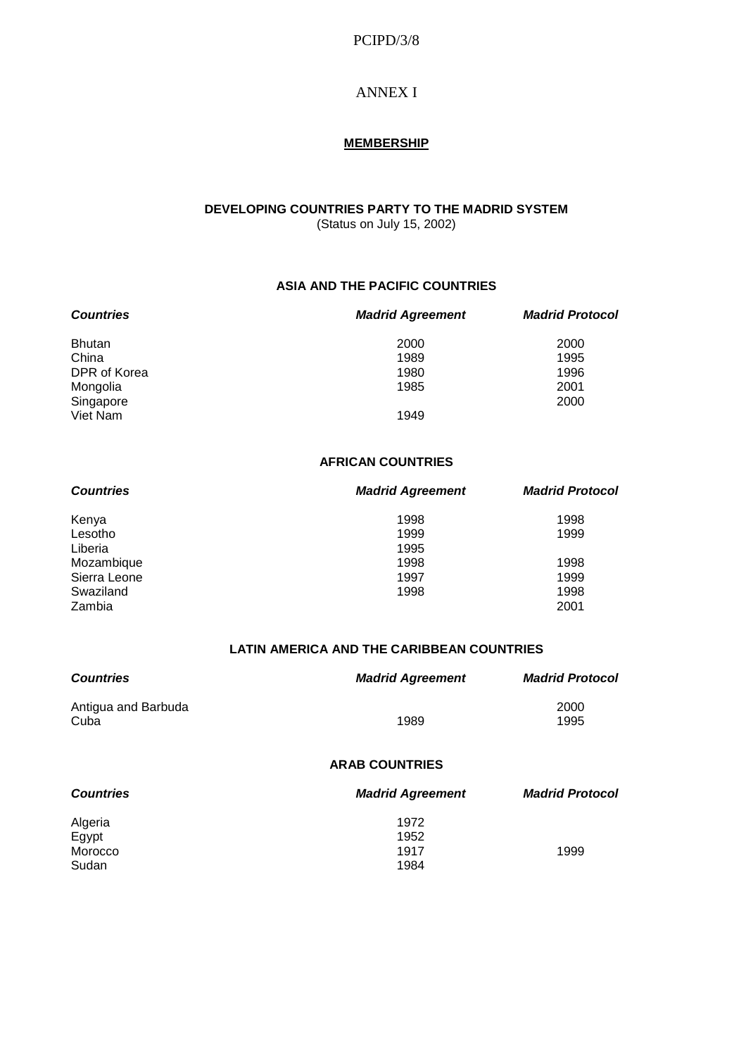# ANNEX I

**MEMBERSHIP**

**DEVELOPING COUNTRIES PARTY TO THE MADRID SYSTEM**
(Status on July 15, 2002)

### ASIA AND THE PACIFIC COUNTRIES

| *Countries* | *Madrid Agreement* | *Madrid Protocol* |
|---|---|---|
| Bhutan | 2000 | 2000 |
| China | 1989 | 1995 |
| DPR of Korea | 1980 | 1996 |
| Mongolia | 1985 | 2001 |
| Singapore | | 2000 |
| Viet Nam | 1949 | |

### AFRICAN COUNTRIES

| *Countries* | *Madrid Agreement* | *Madrid Protocol* |
|---|---|---|
| Kenya | 1998 | 1998 |
| Lesotho | 1999 | 1999 |
| Liberia | 1995 | |
| Mozambique | 1998 | 1998 |
| Sierra Leone | 1997 | 1999 |
| Swaziland | 1998 | 1998 |
| Zambia | | 2001 |

### LATIN AMERICA AND THE CARIBBEAN COUNTRIES

| *Countries* | *Madrid Agreement* | *Madrid Protocol* |
|---|---|---|
| Antigua and Barbuda | | 2000 |
| Cuba | 1989 | 1995 |

### ARAB COUNTRIES

| *Countries* | *Madrid Agreement* | *Madrid Protocol* |
|---|---|---|
| Algeria | 1972 | |
| Egypt | 1952 | |
| Morocco | 1917 | 1999 |
| Sudan | 1984 | |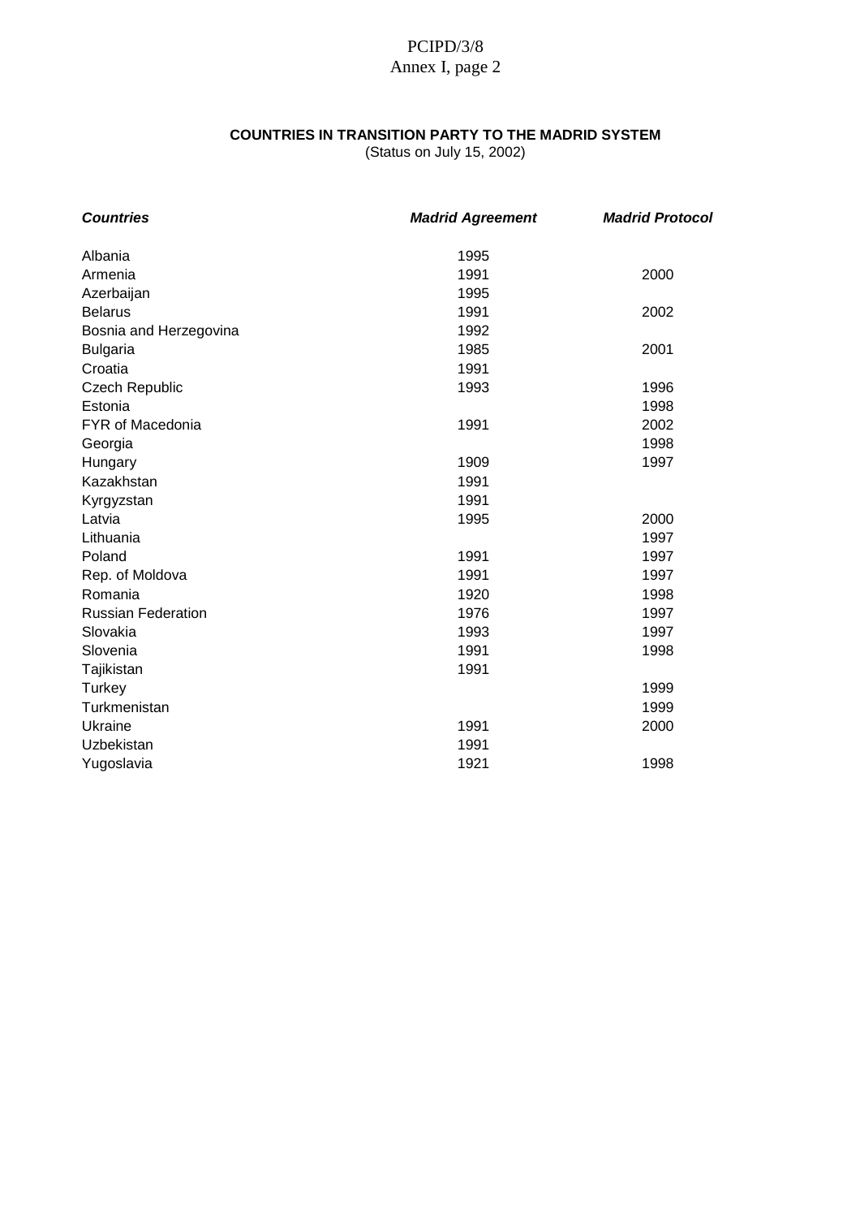**COUNTRIES IN TRANSITION PARTY TO THE MADRID SYSTEM**
(Status on July 15, 2002)

| ***Countries*** | ***Madrid Agreement*** | ***Madrid Protocol*** |
|---|---|---|
| Albania | 1995 | |
| Armenia | 1991 | 2000 |
| Azerbaijan | 1995 | |
| Belarus | 1991 | 2002 |
| Bosnia and Herzegovina | 1992 | |
| Bulgaria | 1985 | 2001 |
| Croatia | 1991 | |
| Czech Republic | 1993 | 1996 |
| Estonia | | 1998 |
| FYR of Macedonia | 1991 | 2002 |
| Georgia | | 1998 |
| Hungary | 1909 | 1997 |
| Kazakhstan | 1991 | |
| Kyrgyzstan | 1991 | |
| Latvia | 1995 | 2000 |
| Lithuania | | 1997 |
| Poland | 1991 | 1997 |
| Rep. of Moldova | 1991 | 1997 |
| Romania | 1920 | 1998 |
| Russian Federation | 1976 | 1997 |
| Slovakia | 1993 | 1997 |
| Slovenia | 1991 | 1998 |
| Tajikistan | 1991 | |
| Turkey | | 1999 |
| Turkmenistan | | 1999 |
| Ukraine | 1991 | 2000 |
| Uzbekistan | 1991 | |
| Yugoslavia | 1921 | 1998 |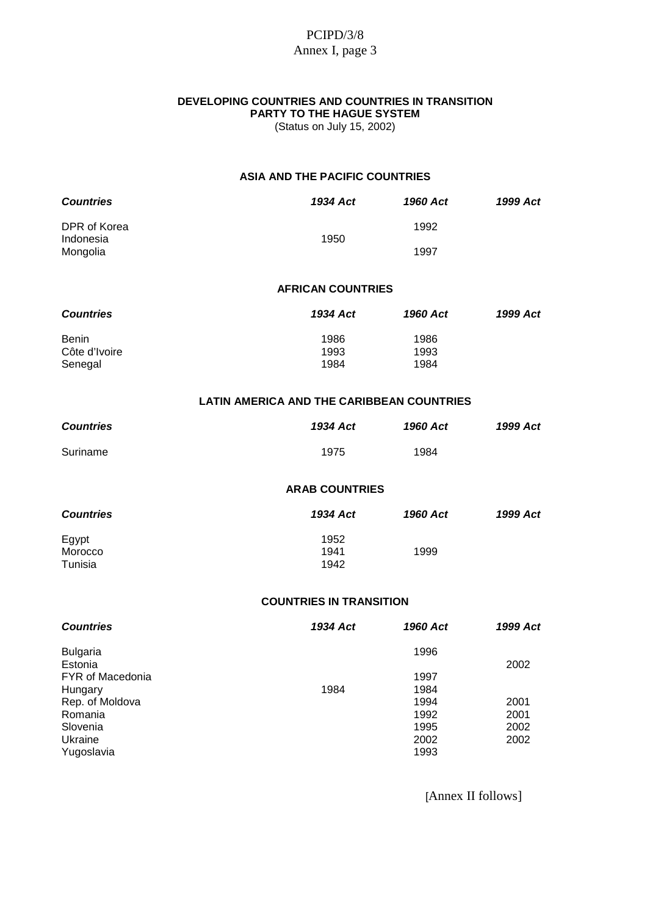**DEVELOPING COUNTRIES AND COUNTRIES IN TRANSITION**
**PARTY TO THE HAGUE SYSTEM**
(Status on July 15, 2002)

## ASIA AND THE PACIFIC COUNTRIES

| *Countries* | *1934 Act* | *1960 Act* | *1999 Act* |
|---|---|---|---|
| DPR of Korea | | 1992 | |
| Indonesia | 1950 | | |
| Mongolia | | 1997 | |

## AFRICAN COUNTRIES

| *Countries* | *1934 Act* | *1960 Act* | *1999 Act* |
|---|---|---|---|
| Benin | 1986 | 1986 | |
| Côte d'Ivoire | 1993 | 1993 | |
| Senegal | 1984 | 1984 | |

## LATIN AMERICA AND THE CARIBBEAN COUNTRIES

| *Countries* | *1934 Act* | *1960 Act* | *1999 Act* |
|---|---|---|---|
| Suriname | 1975 | 1984 | |

## ARAB COUNTRIES

| *Countries* | *1934 Act* | *1960 Act* | *1999 Act* |
|---|---|---|---|
| Egypt | 1952 | | |
| Morocco | 1941 | 1999 | |
| Tunisia | 1942 | | |

## COUNTRIES IN TRANSITION

| *Countries* | *1934 Act* | *1960 Act* | *1999 Act* |
|---|---|---|---|
| Bulgaria | | 1996 | |
| Estonia | | | 2002 |
| FYR of Macedonia | | 1997 | |
| Hungary | 1984 | 1984 | |
| Rep. of Moldova | | 1994 | 2001 |
| Romania | | 1992 | 2001 |
| Slovenia | | 1995 | 2002 |
| Ukraine | | 2002 | 2002 |
| Yugoslavia | | 1993 | |

[Annex II follows]